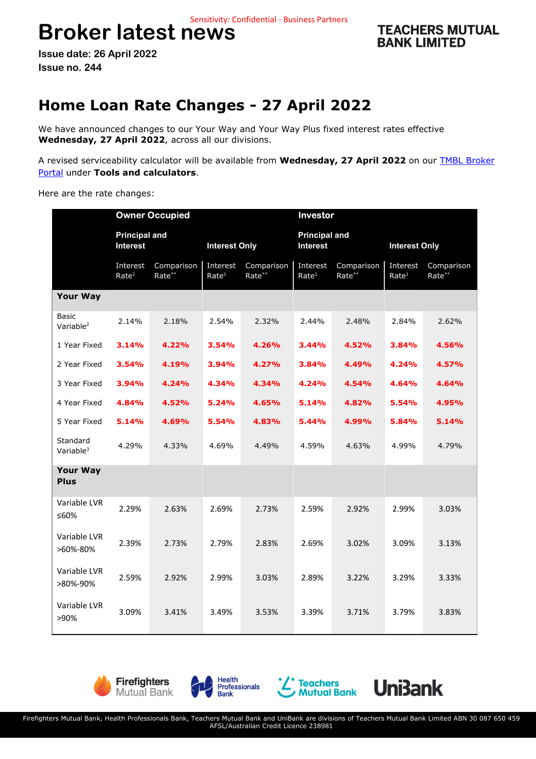Sensitivity: Confidential - Business Partners

# Broker latest news

**TEACHERS MUTUAL BANK LIMITED**

**Issue date: 26 April 2022**
**Issue no. 244**

## Home Loan Rate Changes - 27 April 2022

We have announced changes to our Your Way and Your Way Plus fixed interest rates effective **Wednesday, 27 April 2022**, across all our divisions.

A revised serviceability calculator will be available from **Wednesday, 27 April 2022** on our [TMBL Broker Portal](TMBL Broker Portal) under **Tools and calculators**.

Here are the rate changes:

| | **Owner Occupied** | | | | **Investor** | | | |
|---|---|---|---|---|---|---|---|---|
| | **Principal and Interest** | | **Interest Only** | | **Principal and Interest** | | **Interest Only** | |
| | Interest Rate[1] | Comparison Rate** | Interest Rate[1] | Comparison Rate** | Interest Rate[1] | Comparison Rate** | Interest Rate[1] | Comparison Rate** |
| **Your Way** | | | | | | | | |
| Basic Variable[2] | 2.14% | 2.18% | 2.54% | 2.32% | 2.44% | 2.48% | 2.84% | 2.62% |
| 1 Year Fixed | **3.14%** | **4.22%** | **3.54%** | **4.26%** | **3.44%** | **4.52%** | **3.84%** | **4.56%** |
| 2 Year Fixed | **3.54%** | **4.19%** | **3.94%** | **4.27%** | **3.84%** | **4.49%** | **4.24%** | **4.57%** |
| 3 Year Fixed | **3.94%** | **4.24%** | **4.34%** | **4.34%** | **4.24%** | **4.54%** | **4.64%** | **4.64%** |
| 4 Year Fixed | **4.84%** | **4.52%** | **5.24%** | **4.65%** | **5.14%** | **4.82%** | **5.54%** | **4.95%** |
| 5 Year Fixed | **5.14%** | **4.69%** | **5.54%** | **4.83%** | **5.44%** | **4.99%** | **5.84%** | **5.14%** |
| Standard Variable[3] | 4.29% | 4.33% | 4.69% | 4.49% | 4.59% | 4.63% | 4.99% | 4.79% |
| **Your Way Plus** | | | | | | | | |
| Variable LVR ≤60% | 2.29% | 2.63% | 2.69% | 2.73% | 2.59% | 2.92% | 2.99% | 3.03% |
| Variable LVR >60%-80% | 2.39% | 2.73% | 2.79% | 2.83% | 2.69% | 3.02% | 3.09% | 3.13% |
| Variable LVR >80%-90% | 2.59% | 2.92% | 2.99% | 3.03% | 2.89% | 3.22% | 3.29% | 3.33% |
| Variable LVR >90% | 3.09% | 3.41% | 3.49% | 3.53% | 3.39% | 3.71% | 3.79% | 3.83% |

Firefighters Mutual Bank, Health Professionals Bank, Teachers Mutual Bank and UniBank are divisions of Teachers Mutual Bank Limited ABN 30 087 650 459 AFSL/Australian Credit Licence 238981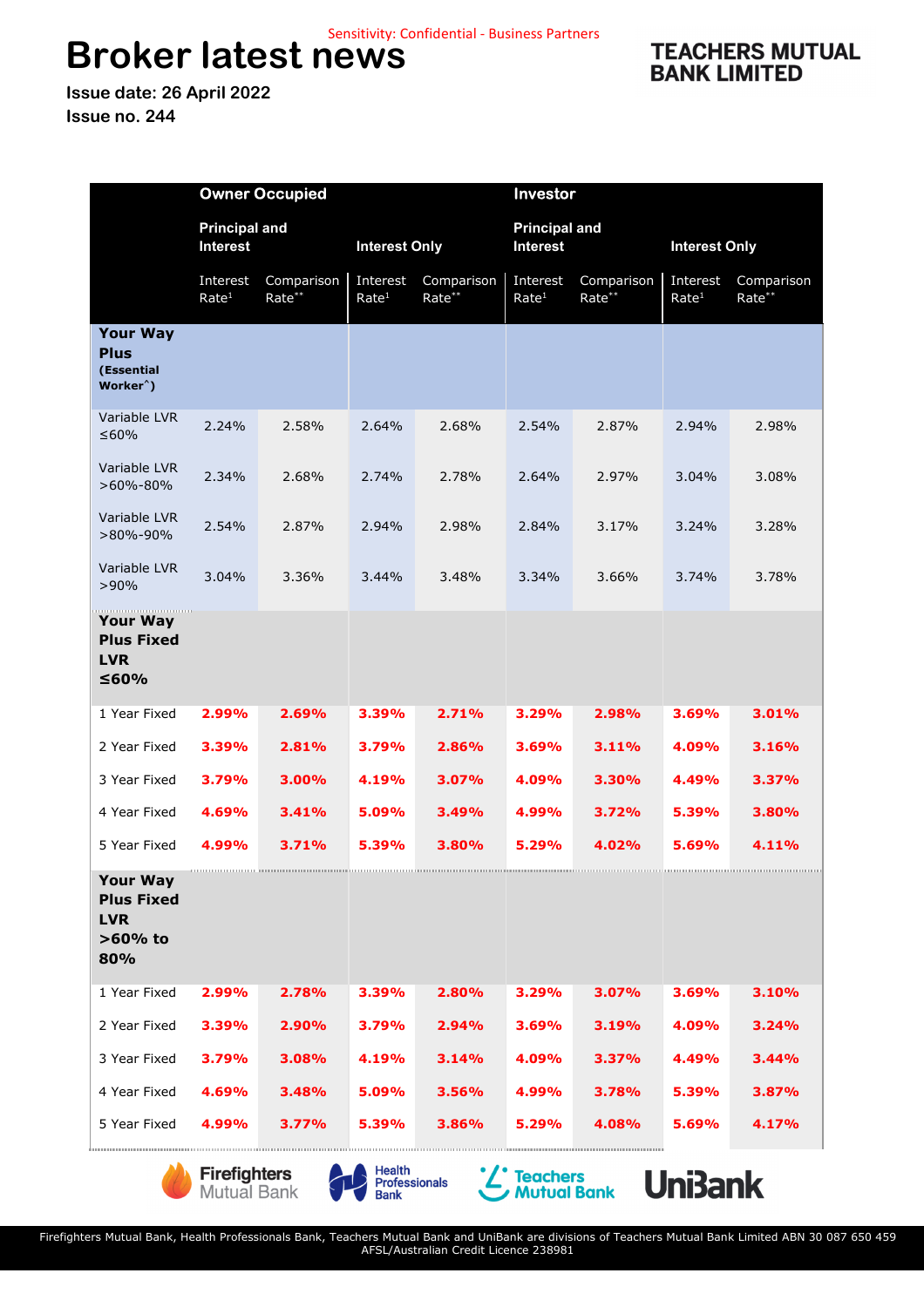Sensitivity: Confidential - Business Partners

# Broker latest news

**TEACHERS MUTUAL BANK LIMITED**

**Issue date: 26 April 2022**
**Issue no. 244**

| | **Owner Occupied** | | | | **Investor** | | | |
|---|---|---|---|---|---|---|---|---|
| | **Principal and Interest** | | **Interest Only** | | **Principal and Interest** | | **Interest Only** | |
| | Interest Rate[1] | Comparison Rate** | Interest Rate[1] | Comparison Rate** | Interest Rate[1] | Comparison Rate** | Interest Rate[1] | Comparison Rate** |
| **Your Way Plus (Essential Worker^)** | | | | | | | | |
| Variable LVR ≤60% | 2.24% | 2.58% | 2.64% | 2.68% | 2.54% | 2.87% | 2.94% | 2.98% |
| Variable LVR >60%-80% | 2.34% | 2.68% | 2.74% | 2.78% | 2.64% | 2.97% | 3.04% | 3.08% |
| Variable LVR >80%-90% | 2.54% | 2.87% | 2.94% | 2.98% | 2.84% | 3.17% | 3.24% | 3.28% |
| Variable LVR >90% | 3.04% | 3.36% | 3.44% | 3.48% | 3.34% | 3.66% | 3.74% | 3.78% |
| **Your Way Plus Fixed LVR ≤60%** | | | | | | | | |
| 1 Year Fixed | **2.99%** | **2.69%** | **3.39%** | **2.71%** | **3.29%** | **2.98%** | **3.69%** | **3.01%** |
| 2 Year Fixed | **3.39%** | **2.81%** | **3.79%** | **2.86%** | **3.69%** | **3.11%** | **4.09%** | **3.16%** |
| 3 Year Fixed | **3.79%** | **3.00%** | **4.19%** | **3.07%** | **4.09%** | **3.30%** | **4.49%** | **3.37%** |
| 4 Year Fixed | **4.69%** | **3.41%** | **5.09%** | **3.49%** | **4.99%** | **3.72%** | **5.39%** | **3.80%** |
| 5 Year Fixed | **4.99%** | **3.71%** | **5.39%** | **3.80%** | **5.29%** | **4.02%** | **5.69%** | **4.11%** |
| **Your Way Plus Fixed LVR >60% to 80%** | | | | | | | | |
| 1 Year Fixed | **2.99%** | **2.78%** | **3.39%** | **2.80%** | **3.29%** | **3.07%** | **3.69%** | **3.10%** |
| 2 Year Fixed | **3.39%** | **2.90%** | **3.79%** | **2.94%** | **3.69%** | **3.19%** | **4.09%** | **3.24%** |
| 3 Year Fixed | **3.79%** | **3.08%** | **4.19%** | **3.14%** | **4.09%** | **3.37%** | **4.49%** | **3.44%** |
| 4 Year Fixed | **4.69%** | **3.48%** | **5.09%** | **3.56%** | **4.99%** | **3.78%** | **5.39%** | **3.87%** |
| 5 Year Fixed | **4.99%** | **3.77%** | **5.39%** | **3.86%** | **5.29%** | **4.08%** | **5.69%** | **4.17%** |

Firefighters Mutual Bank, Health Professionals Bank, Teachers Mutual Bank and UniBank are divisions of Teachers Mutual Bank Limited ABN 30 087 650 459 AFSL/Australian Credit Licence 238981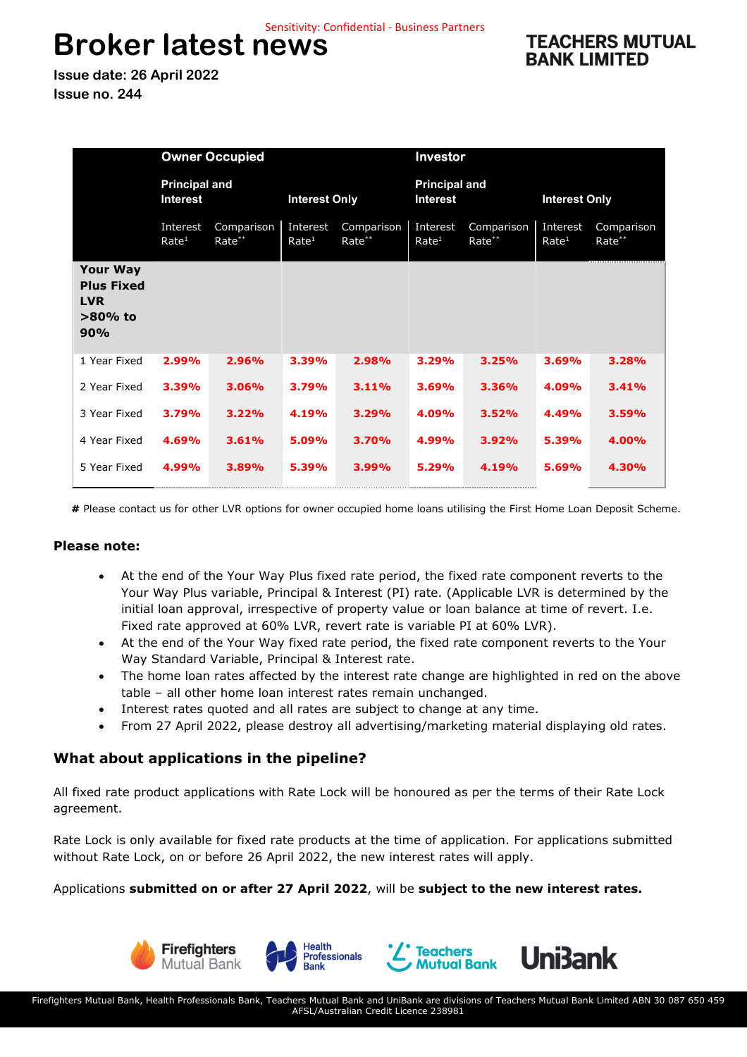Sensitivity: Confidential - Business Partners

# Broker latest news

**Issue date: 26 April 2022**
**Issue no. 244**

**TEACHERS MUTUAL BANK LIMITED**

| | **Owner Occupied** | | | | **Investor** | | | |
|---|---|---|---|---|---|---|---|---|
| | **Principal and Interest** | | **Interest Only** | | **Principal and Interest** | | **Interest Only** | |
| | Interest Rate[1] | Comparison Rate** | Interest Rate[1] | Comparison Rate** | Interest Rate[1] | Comparison Rate** | Interest Rate[1] | Comparison Rate** |
| **Your Way Plus Fixed LVR >80% to 90%** | | | | | | | | |
| 1 Year Fixed | **3.29%** wait | | | | | | | |

Sensitivity: Confidential - Business Partners

# Broker latest news

**Issue date: 26 April 2022**
**Issue no. 244**

**TEACHERS MUTUAL BANK LIMITED**

| | **Owner Occupied** | | | | **Investor** | | | |
|---|---|---|---|---|---|---|---|---|
| | **Principal and Interest** | | **Interest Only** | | **Principal and Interest** | | **Interest Only** | |
| | Interest Rate[1] | Comparison Rate** | Interest Rate[1] | Comparison Rate** | Interest Rate[1] | Comparison Rate** | Interest Rate[1] | Comparison Rate** |
| **Your Way Plus Fixed LVR >80% to 90%** | | | | | | | | |
| 1 Year Fixed | **2.99%** | **2.96%** | **3.39%** | **2.98%** | **3.29%** | **3.25%** | **3.69%** | **3.28%** |
| 2 Year Fixed | **3.39%** | **3.06%** | **3.79%** | **3.11%** | **3.69%** | **3.36%** | **4.09%** | **3.41%** |
| 3 Year Fixed | **3.79%** | **3.22%** | **4.19%** | **3.29%** | **4.09%** | **3.52%** | **4.49%** | **3.59%** |
| 4 Year Fixed | **4.69%** | **3.61%** | **5.09%** | **3.70%** | **4.99%** | **3.92%** | **5.39%** | **4.00%** |
| 5 Year Fixed | **4.99%** | **3.89%** | **5.39%** | **3.99%** | **5.29%** | **4.19%** | **5.69%** | **4.30%** |

**#** Please contact us for other LVR options for owner occupied home loans utilising the First Home Loan Deposit Scheme.

### Please note:

- At the end of the Your Way Plus fixed rate period, the fixed rate component reverts to the Your Way Plus variable, Principal & Interest (PI) rate. (Applicable LVR is determined by the initial loan approval, irrespective of property value or loan balance at time of revert. I.e. Fixed rate approved at 60% LVR, revert rate is variable PI at 60% LVR).
- At the end of the Your Way fixed rate period, the fixed rate component reverts to the Your Way Standard Variable, Principal & Interest rate.
- The home loan rates affected by the interest rate change are highlighted in red on the above table – all other home loan interest rates remain unchanged.
- Interest rates quoted and all rates are subject to change at any time.
- From 27 April 2022, please destroy all advertising/marketing material displaying old rates.

## What about applications in the pipeline?

All fixed rate product applications with Rate Lock will be honoured as per the terms of their Rate Lock agreement.

Rate Lock is only available for fixed rate products at the time of application. For applications submitted without Rate Lock, on or before 26 April 2022, the new interest rates will apply.

Applications **submitted on or after 27 April 2022**, will be **subject to the new interest rates.**

Firefighters Mutual Bank, Health Professionals Bank, Teachers Mutual Bank and UniBank are divisions of Teachers Mutual Bank Limited ABN 30 087 650 459 AFSL/Australian Credit Licence 238981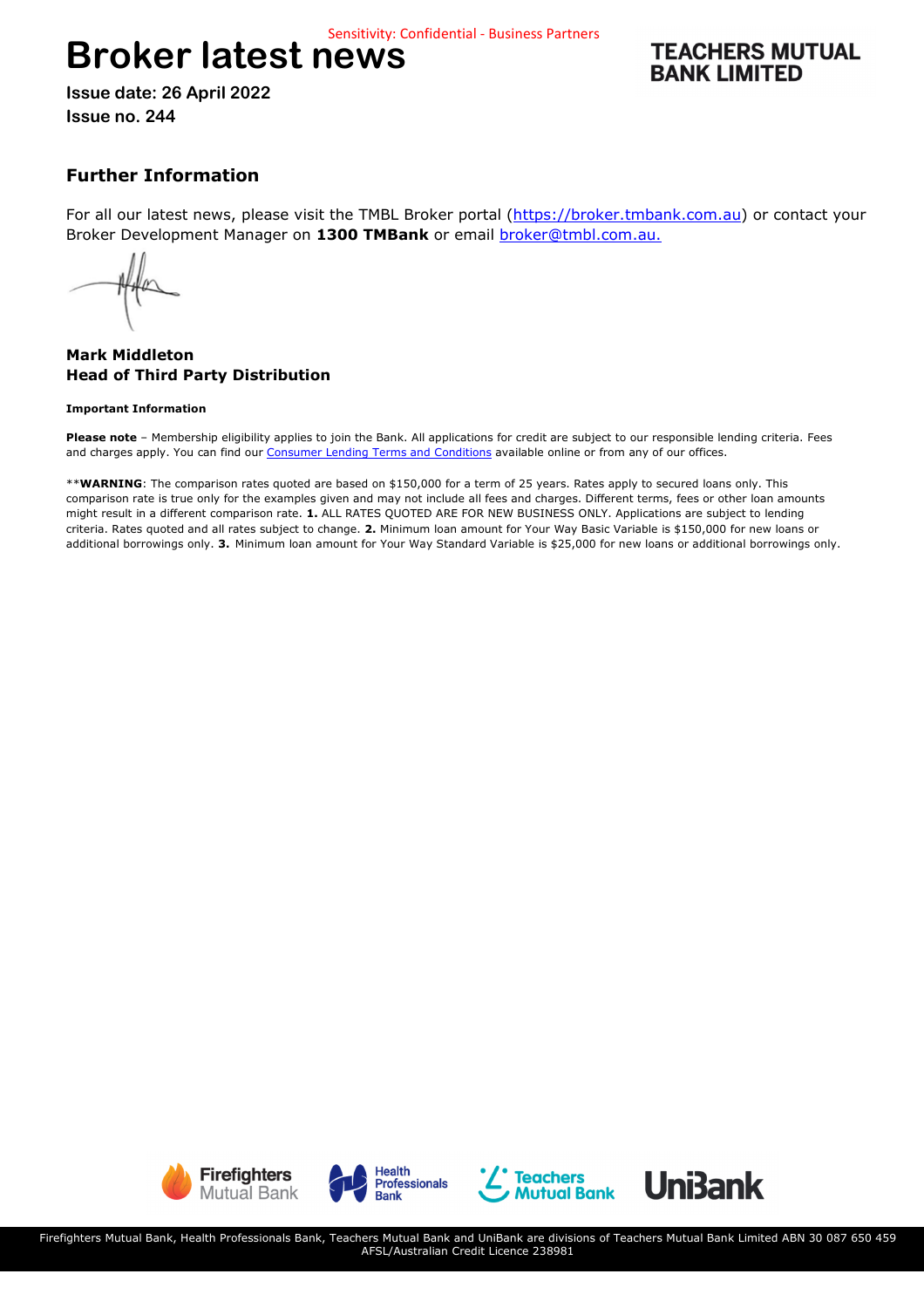Sensitivity: Confidential - Business Partners

# Broker latest news

**Issue date: 26 April 2022**
**Issue no. 244**

TEACHERS MUTUAL BANK LIMITED

## Further Information

For all our latest news, please visit the TMBL Broker portal (https://broker.tmbank.com.au) or contact your Broker Development Manager on **1300 TMBank** or email broker@tmbl.com.au.

**Mark Middleton**
**Head of Third Party Distribution**

**Important Information**

**Please note** – Membership eligibility applies to join the Bank. All applications for credit are subject to our responsible lending criteria. Fees and charges apply. You can find our Consumer Lending Terms and Conditions available online or from any of our offices.

****WARNING**: The comparison rates quoted are based on $150,000 for a term of 25 years. Rates apply to secured loans only. This comparison rate is true only for the examples given and may not include all fees and charges. Different terms, fees or other loan amounts might result in a different comparison rate. **1.** ALL RATES QUOTED ARE FOR NEW BUSINESS ONLY. Applications are subject to lending criteria. Rates quoted and all rates subject to change. **2.** Minimum loan amount for Your Way Basic Variable is $150,000 for new loans or additional borrowings only. **3.** Minimum loan amount for Your Way Standard Variable is $25,000 for new loans or additional borrowings only.

Firefighters Mutual Bank, Health Professionals Bank, Teachers Mutual Bank and UniBank are divisions of Teachers Mutual Bank Limited ABN 30 087 650 459 AFSL/Australian Credit Licence 238981